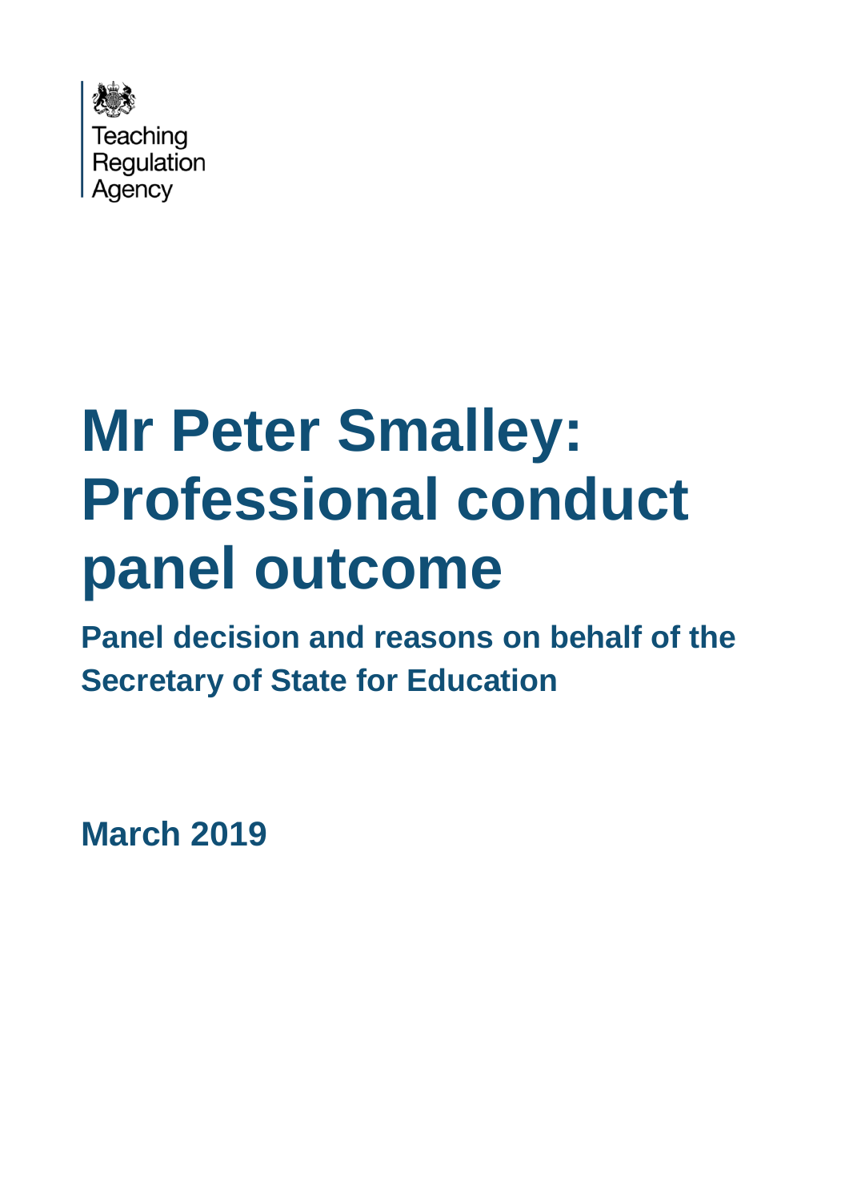Teaching Regulation Agency

# Mr Peter Smalley: Professional conduct panel outcome

## Panel decision and reasons on behalf of the Secretary of State for Education

**March 2019**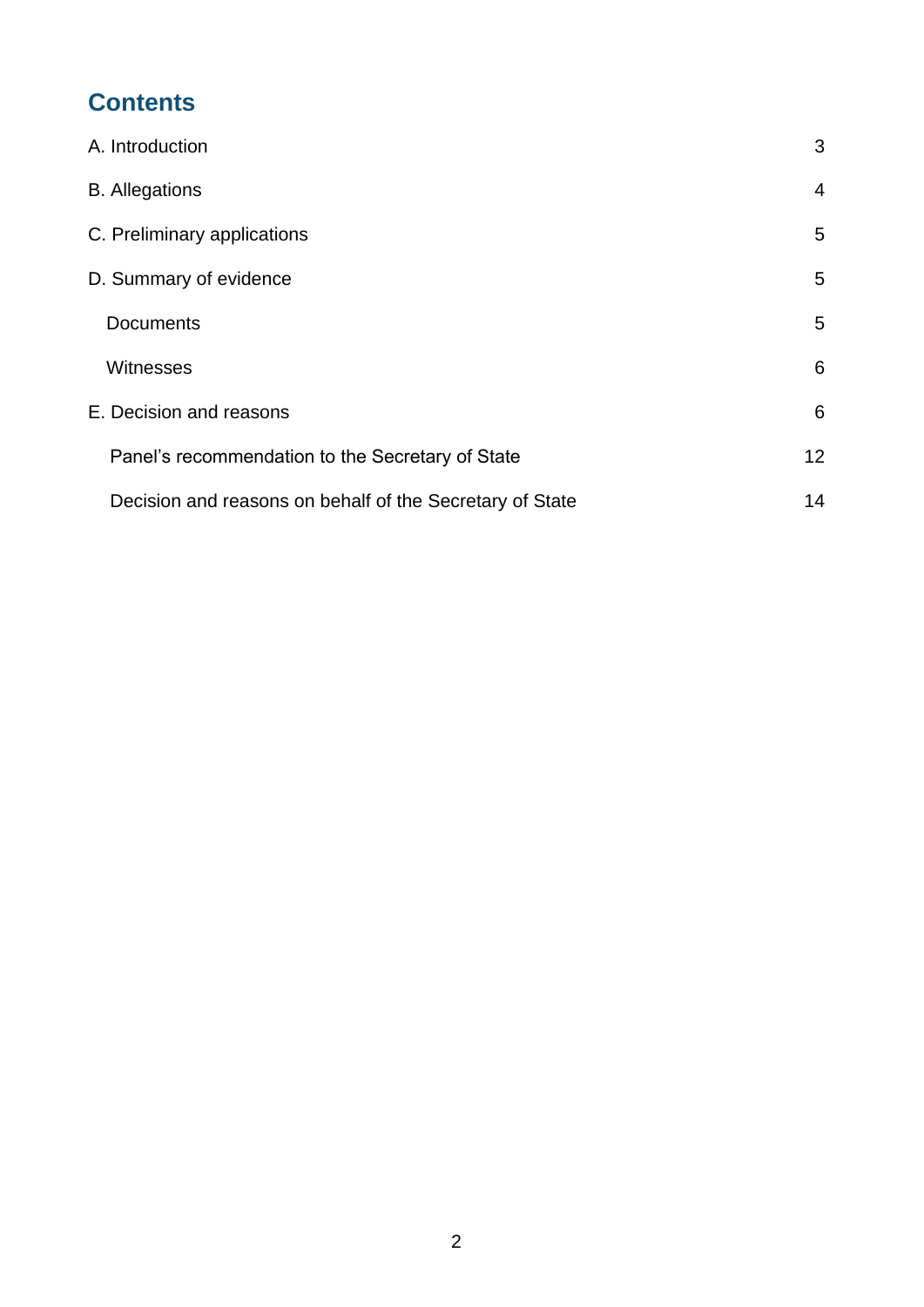## Contents

| | |
|---|---|
| A. Introduction | 3 |
| B. Allegations | 4 |
| C. Preliminary applications | 5 |
| D. Summary of evidence | 5 |
| Documents | 5 |
| Witnesses | 6 |
| E. Decision and reasons | 6 |
| Panel's recommendation to the Secretary of State | 12 |
| Decision and reasons on behalf of the Secretary of State | 14 |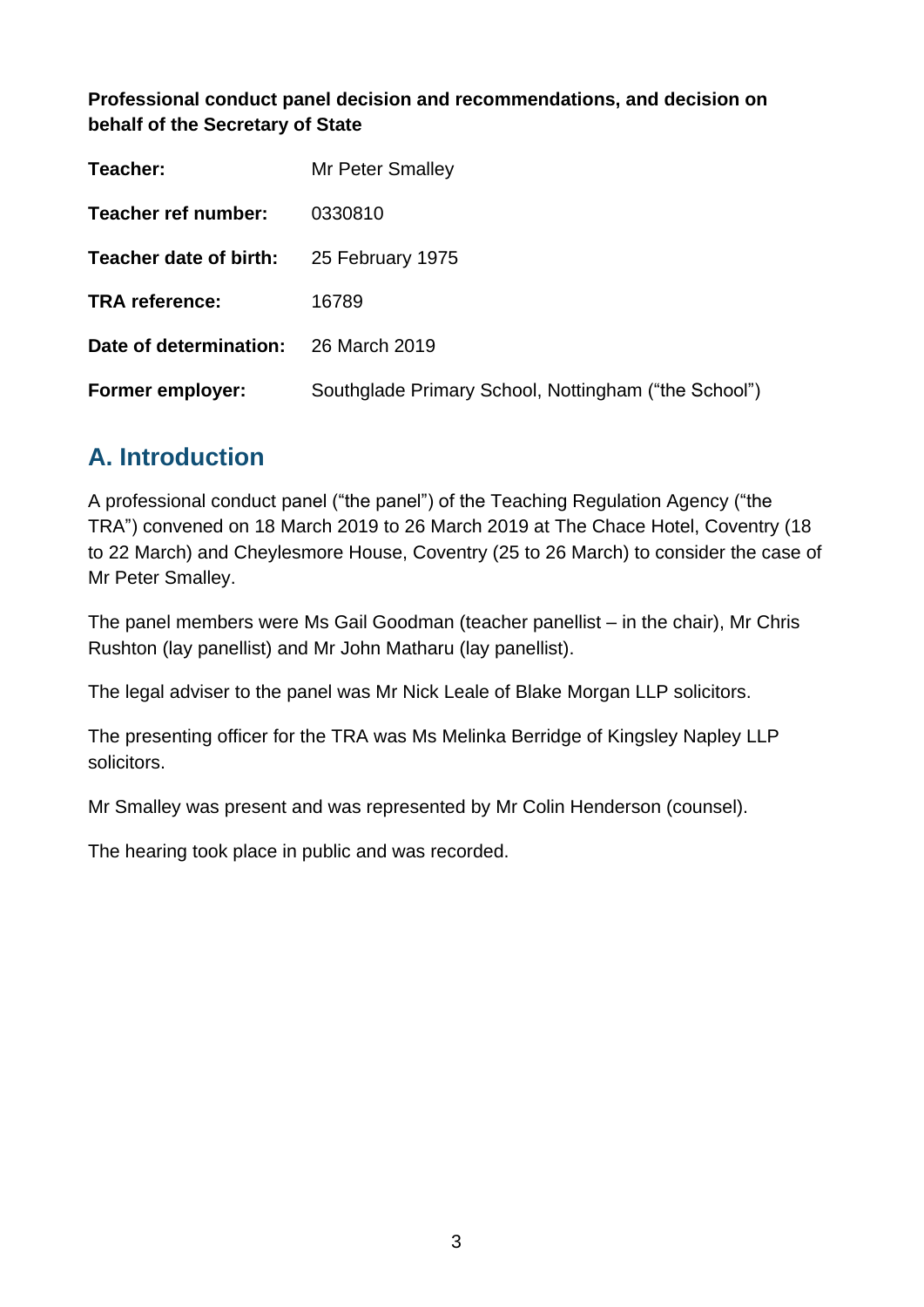**Professional conduct panel decision and recommendations, and decision on behalf of the Secretary of State**

| | |
|---|---|
| **Teacher:** | Mr Peter Smalley |
| **Teacher ref number:** | 0330810 |
| **Teacher date of birth:** | 25 February 1975 |
| **TRA reference:** | 16789 |
| **Date of determination:** | 26 March 2019 |
| **Former employer:** | Southglade Primary School, Nottingham ("the School") |

## A. Introduction

A professional conduct panel ("the panel") of the Teaching Regulation Agency ("the TRA") convened on 18 March 2019 to 26 March 2019 at The Chace Hotel, Coventry (18 to 22 March) and Cheylesmore House, Coventry (25 to 26 March) to consider the case of Mr Peter Smalley.

The panel members were Ms Gail Goodman (teacher panellist – in the chair), Mr Chris Rushton (lay panellist) and Mr John Matharu (lay panellist).

The legal adviser to the panel was Mr Nick Leale of Blake Morgan LLP solicitors.

The presenting officer for the TRA was Ms Melinka Berridge of Kingsley Napley LLP solicitors.

Mr Smalley was present and was represented by Mr Colin Henderson (counsel).

The hearing took place in public and was recorded.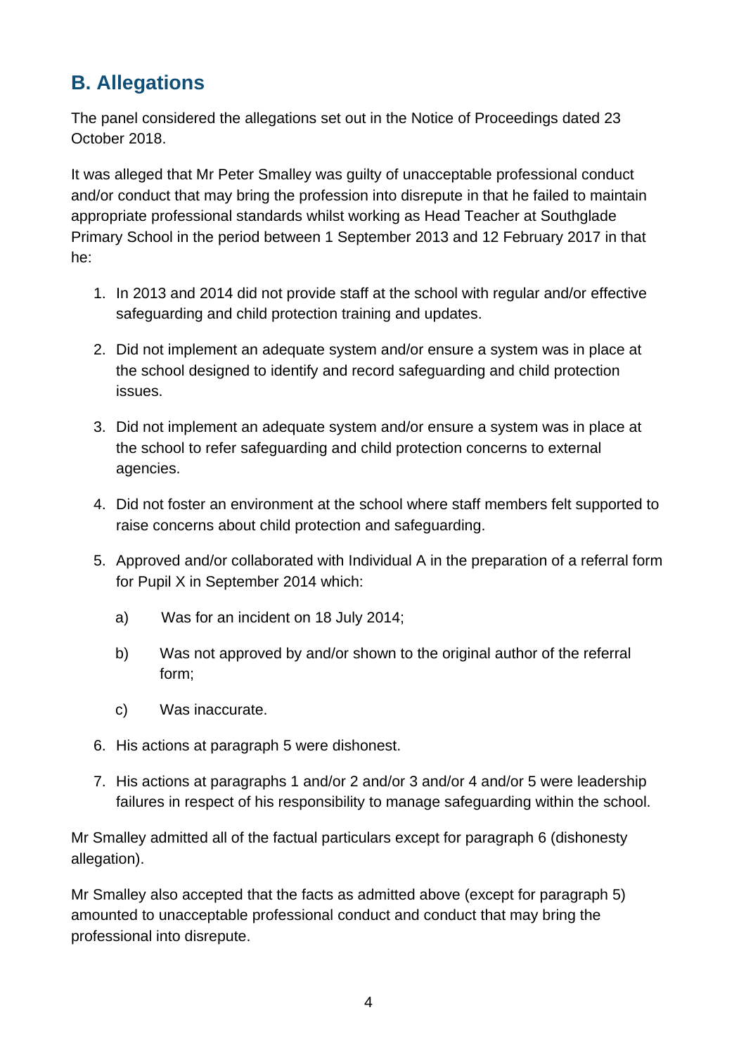## B. Allegations

The panel considered the allegations set out in the Notice of Proceedings dated 23 October 2018.

It was alleged that Mr Peter Smalley was guilty of unacceptable professional conduct and/or conduct that may bring the profession into disrepute in that he failed to maintain appropriate professional standards whilst working as Head Teacher at Southglade Primary School in the period between 1 September 2013 and 12 February 2017 in that he:

1. In 2013 and 2014 did not provide staff at the school with regular and/or effective safeguarding and child protection training and updates.
2. Did not implement an adequate system and/or ensure a system was in place at the school designed to identify and record safeguarding and child protection issues.
3. Did not implement an adequate system and/or ensure a system was in place at the school to refer safeguarding and child protection concerns to external agencies.
4. Did not foster an environment at the school where staff members felt supported to raise concerns about child protection and safeguarding.
5. Approved and/or collaborated with Individual A in the preparation of a referral form for Pupil X in September 2014 which:
    a) Was for an incident on 18 July 2014;
    b) Was not approved by and/or shown to the original author of the referral form;
    c) Was inaccurate.
6. His actions at paragraph 5 were dishonest.
7. His actions at paragraphs 1 and/or 2 and/or 3 and/or 4 and/or 5 were leadership failures in respect of his responsibility to manage safeguarding within the school.

Mr Smalley admitted all of the factual particulars except for paragraph 6 (dishonesty allegation).

Mr Smalley also accepted that the facts as admitted above (except for paragraph 5) amounted to unacceptable professional conduct and conduct that may bring the professional into disrepute.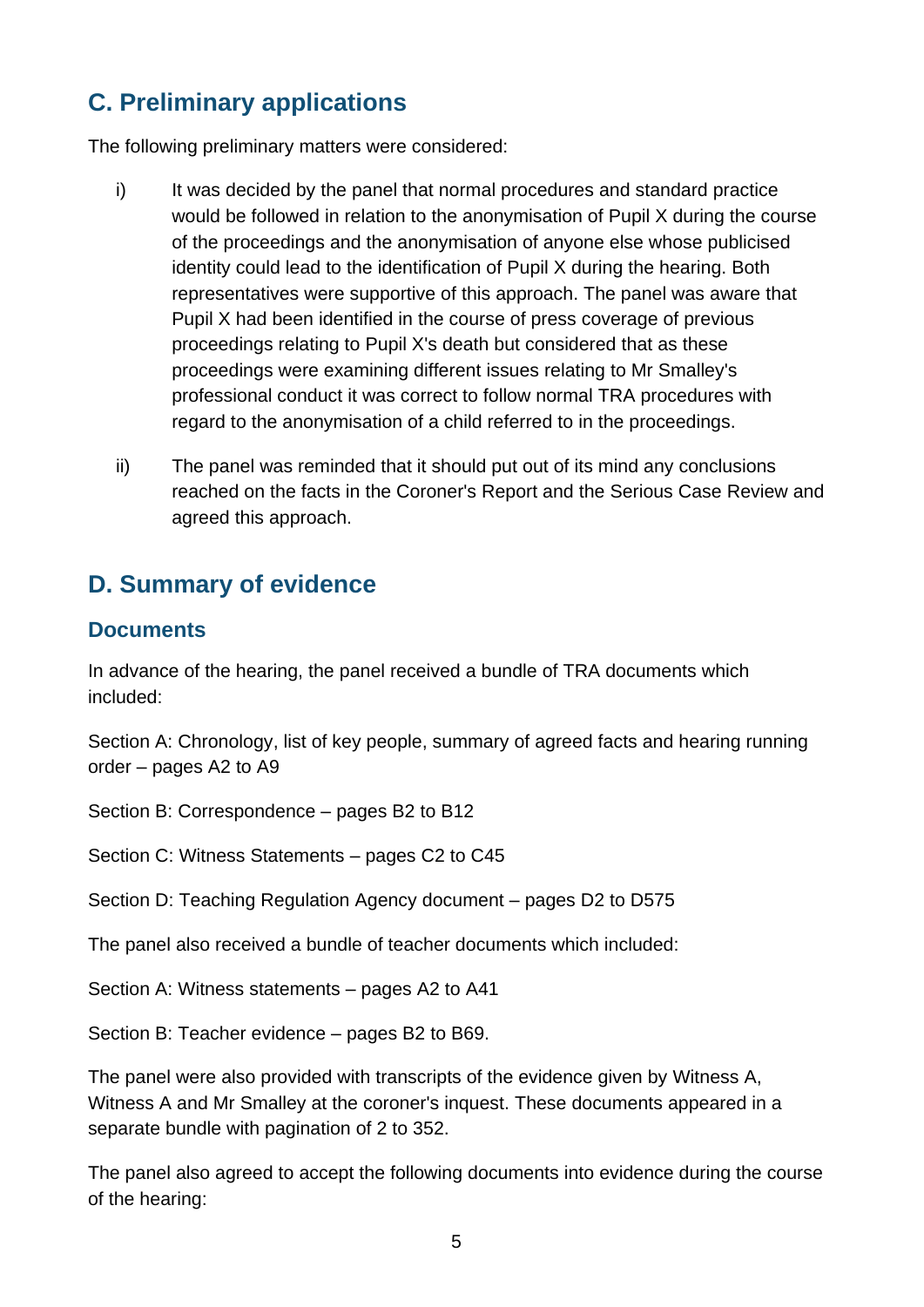## C. Preliminary applications

The following preliminary matters were considered:

i) It was decided by the panel that normal procedures and standard practice would be followed in relation to the anonymisation of Pupil X during the course of the proceedings and the anonymisation of anyone else whose publicised identity could lead to the identification of Pupil X during the hearing. Both representatives were supportive of this approach. The panel was aware that Pupil X had been identified in the course of press coverage of previous proceedings relating to Pupil X's death but considered that as these proceedings were examining different issues relating to Mr Smalley's professional conduct it was correct to follow normal TRA procedures with regard to the anonymisation of a child referred to in the proceedings.

ii) The panel was reminded that it should put out of its mind any conclusions reached on the facts in the Coroner's Report and the Serious Case Review and agreed this approach.

## D. Summary of evidence

### Documents

In advance of the hearing, the panel received a bundle of TRA documents which included:

Section A: Chronology, list of key people, summary of agreed facts and hearing running order – pages A2 to A9

Section B: Correspondence – pages B2 to B12

Section C: Witness Statements – pages C2 to C45

Section D: Teaching Regulation Agency document – pages D2 to D575

The panel also received a bundle of teacher documents which included:

Section A: Witness statements – pages A2 to A41

Section B: Teacher evidence – pages B2 to B69.

The panel were also provided with transcripts of the evidence given by Witness A, Witness A and Mr Smalley at the coroner's inquest. These documents appeared in a separate bundle with pagination of 2 to 352.

The panel also agreed to accept the following documents into evidence during the course of the hearing: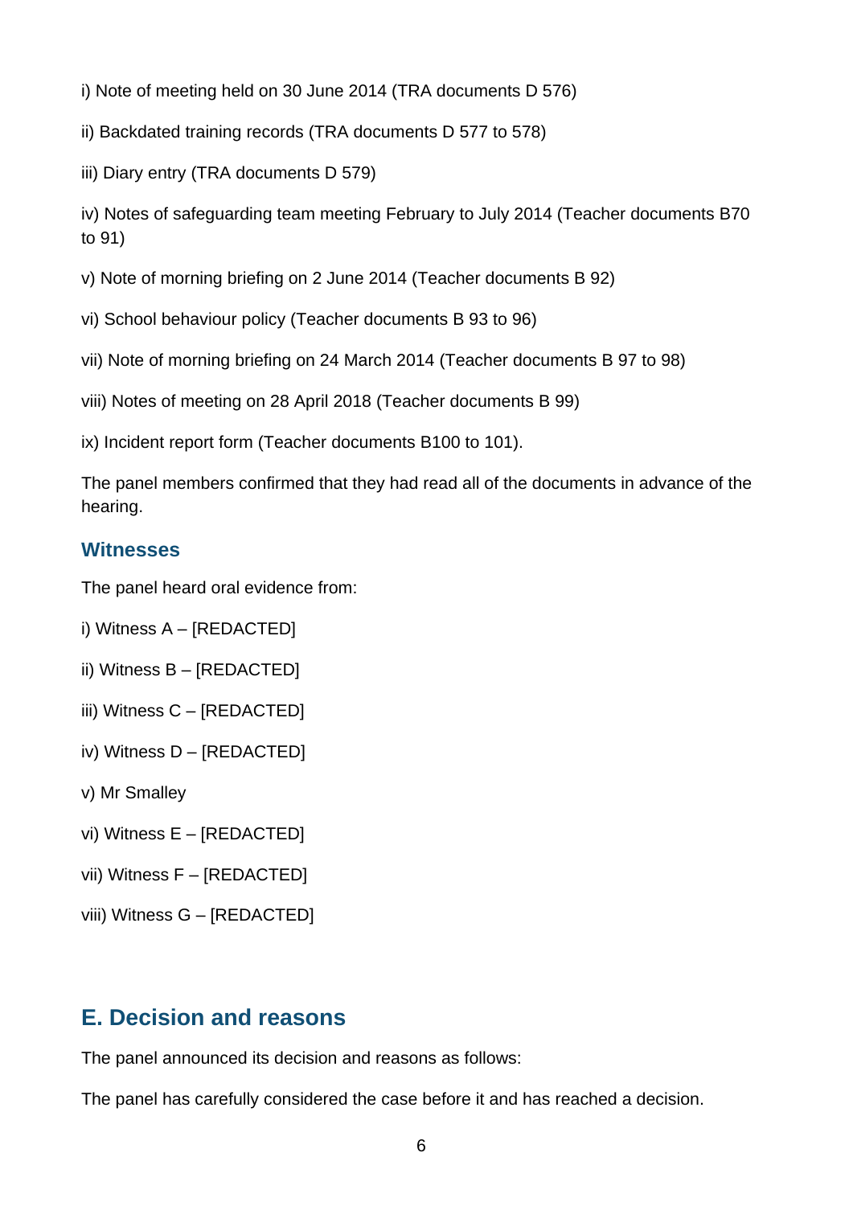i) Note of meeting held on 30 June 2014 (TRA documents D 576)

ii) Backdated training records (TRA documents D 577 to 578)

iii) Diary entry (TRA documents D 579)

iv) Notes of safeguarding team meeting February to July 2014 (Teacher documents B70 to 91)

v) Note of morning briefing on 2 June 2014 (Teacher documents B 92)

vi) School behaviour policy (Teacher documents B 93 to 96)

vii) Note of morning briefing on 24 March 2014 (Teacher documents B 97 to 98)

viii) Notes of meeting on 28 April 2018 (Teacher documents B 99)

ix) Incident report form (Teacher documents B100 to 101).

The panel members confirmed that they had read all of the documents in advance of the hearing.

### Witnesses

The panel heard oral evidence from:

i) Witness A – [REDACTED]

ii) Witness B – [REDACTED]

iii) Witness C – [REDACTED]

iv) Witness D – [REDACTED]

v) Mr Smalley

vi) Witness E – [REDACTED]

vii) Witness F – [REDACTED]

viii) Witness G – [REDACTED]

## E. Decision and reasons

The panel announced its decision and reasons as follows:

The panel has carefully considered the case before it and has reached a decision.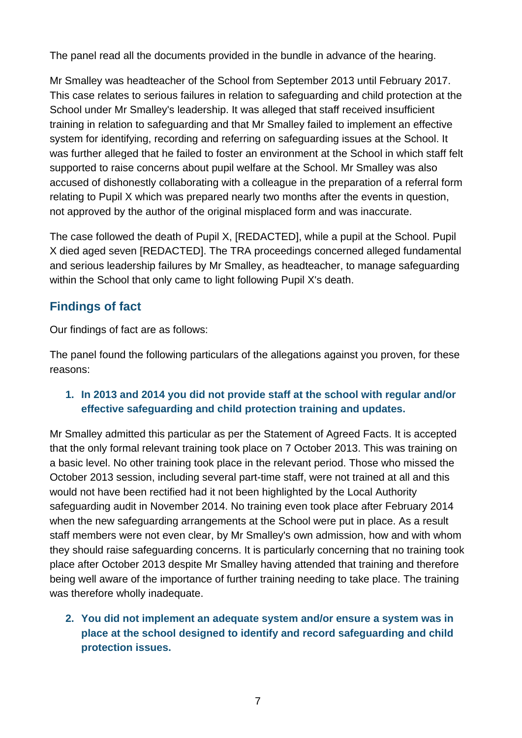The panel read all the documents provided in the bundle in advance of the hearing.

Mr Smalley was headteacher of the School from September 2013 until February 2017. This case relates to serious failures in relation to safeguarding and child protection at the School under Mr Smalley's leadership. It was alleged that staff received insufficient training in relation to safeguarding and that Mr Smalley failed to implement an effective system for identifying, recording and referring on safeguarding issues at the School. It was further alleged that he failed to foster an environment at the School in which staff felt supported to raise concerns about pupil welfare at the School. Mr Smalley was also accused of dishonestly collaborating with a colleague in the preparation of a referral form relating to Pupil X which was prepared nearly two months after the events in question, not approved by the author of the original misplaced form and was inaccurate.

The case followed the death of Pupil X, [REDACTED], while a pupil at the School. Pupil X died aged seven [REDACTED]. The TRA proceedings concerned alleged fundamental and serious leadership failures by Mr Smalley, as headteacher, to manage safeguarding within the School that only came to light following Pupil X's death.

## Findings of fact

Our findings of fact are as follows:

The panel found the following particulars of the allegations against you proven, for these reasons:

1. **In 2013 and 2014 you did not provide staff at the school with regular and/or effective safeguarding and child protection training and updates.**

Mr Smalley admitted this particular as per the Statement of Agreed Facts. It is accepted that the only formal relevant training took place on 7 October 2013. This was training on a basic level. No other training took place in the relevant period. Those who missed the October 2013 session, including several part-time staff, were not trained at all and this would not have been rectified had it not been highlighted by the Local Authority safeguarding audit in November 2014. No training even took place after February 2014 when the new safeguarding arrangements at the School were put in place. As a result staff members were not even clear, by Mr Smalley's own admission, how and with whom they should raise safeguarding concerns. It is particularly concerning that no training took place after October 2013 despite Mr Smalley having attended that training and therefore being well aware of the importance of further training needing to take place. The training was therefore wholly inadequate.

2. **You did not implement an adequate system and/or ensure a system was in place at the school designed to identify and record safeguarding and child protection issues.**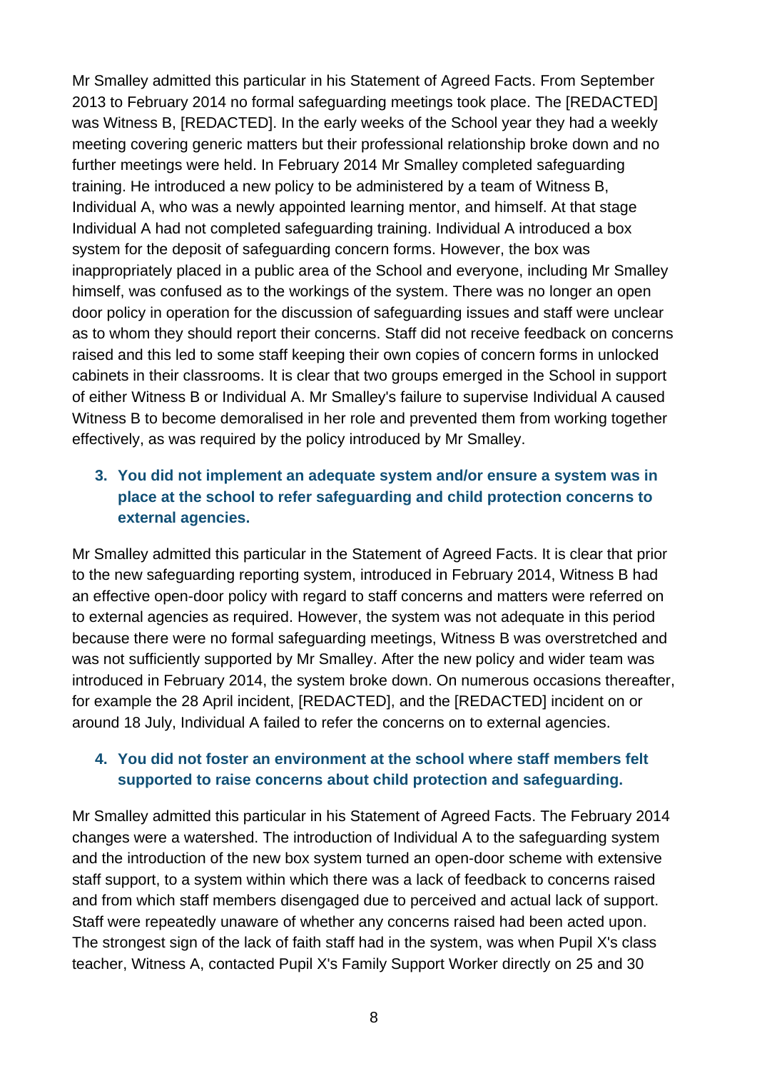Mr Smalley admitted this particular in his Statement of Agreed Facts. From September 2013 to February 2014 no formal safeguarding meetings took place. The [REDACTED] was Witness B, [REDACTED]. In the early weeks of the School year they had a weekly meeting covering generic matters but their professional relationship broke down and no further meetings were held. In February 2014 Mr Smalley completed safeguarding training. He introduced a new policy to be administered by a team of Witness B, Individual A, who was a newly appointed learning mentor, and himself. At that stage Individual A had not completed safeguarding training. Individual A introduced a box system for the deposit of safeguarding concern forms. However, the box was inappropriately placed in a public area of the School and everyone, including Mr Smalley himself, was confused as to the workings of the system. There was no longer an open door policy in operation for the discussion of safeguarding issues and staff were unclear as to whom they should report their concerns. Staff did not receive feedback on concerns raised and this led to some staff keeping their own copies of concern forms in unlocked cabinets in their classrooms. It is clear that two groups emerged in the School in support of either Witness B or Individual A. Mr Smalley's failure to supervise Individual A caused Witness B to become demoralised in her role and prevented them from working together effectively, as was required by the policy introduced by Mr Smalley.

**3. You did not implement an adequate system and/or ensure a system was in place at the school to refer safeguarding and child protection concerns to external agencies.**

Mr Smalley admitted this particular in the Statement of Agreed Facts. It is clear that prior to the new safeguarding reporting system, introduced in February 2014, Witness B had an effective open-door policy with regard to staff concerns and matters were referred on to external agencies as required. However, the system was not adequate in this period because there were no formal safeguarding meetings, Witness B was overstretched and was not sufficiently supported by Mr Smalley. After the new policy and wider team was introduced in February 2014, the system broke down. On numerous occasions thereafter, for example the 28 April incident, [REDACTED], and the [REDACTED] incident on or around 18 July, Individual A failed to refer the concerns on to external agencies.

**4. You did not foster an environment at the school where staff members felt supported to raise concerns about child protection and safeguarding.**

Mr Smalley admitted this particular in his Statement of Agreed Facts. The February 2014 changes were a watershed. The introduction of Individual A to the safeguarding system and the introduction of the new box system turned an open-door scheme with extensive staff support, to a system within which there was a lack of feedback to concerns raised and from which staff members disengaged due to perceived and actual lack of support. Staff were repeatedly unaware of whether any concerns raised had been acted upon. The strongest sign of the lack of faith staff had in the system, was when Pupil X's class teacher, Witness A, contacted Pupil X's Family Support Worker directly on 25 and 30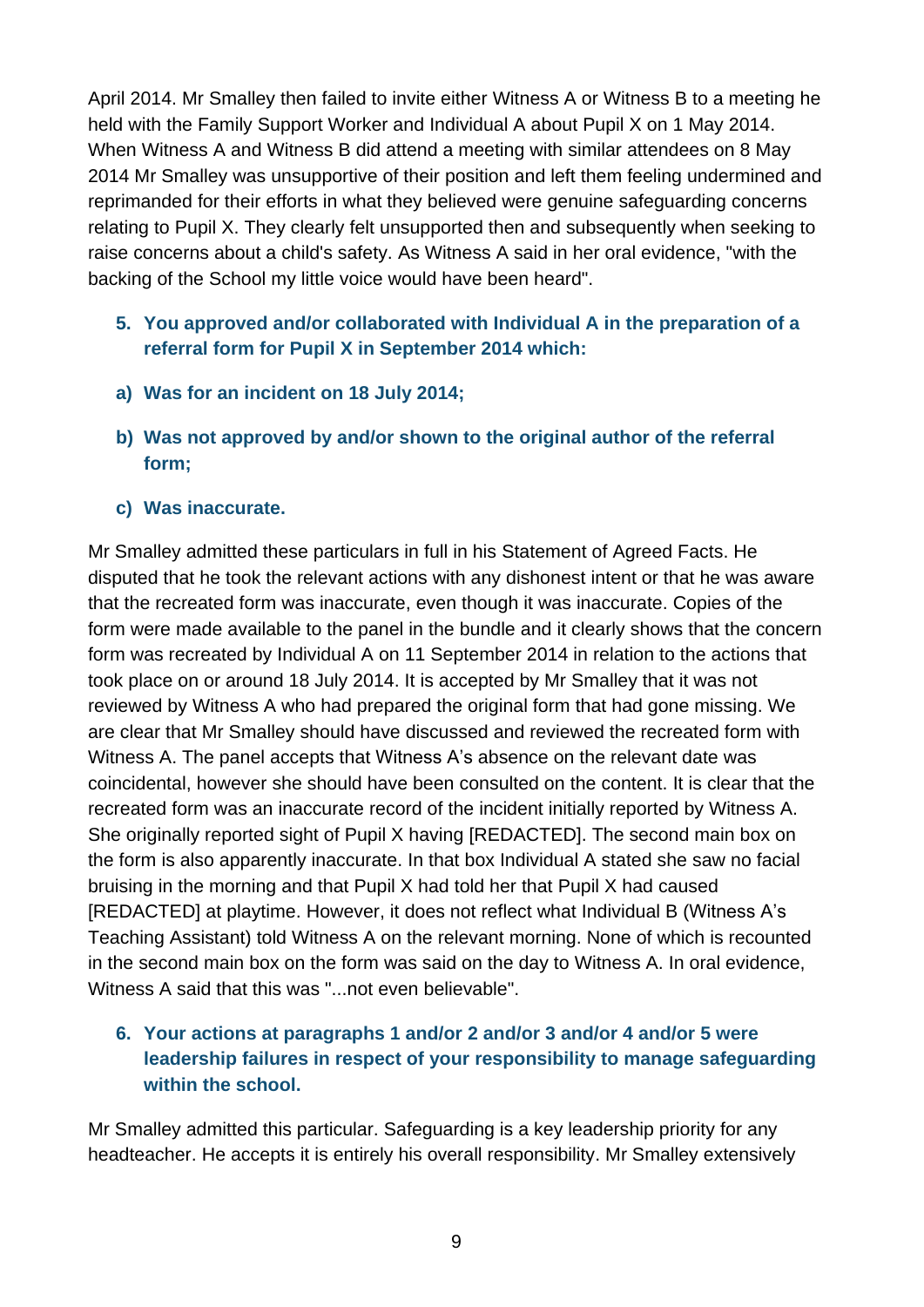April 2014. Mr Smalley then failed to invite either Witness A or Witness B to a meeting he held with the Family Support Worker and Individual A about Pupil X on 1 May 2014. When Witness A and Witness B did attend a meeting with similar attendees on 8 May 2014 Mr Smalley was unsupportive of their position and left them feeling undermined and reprimanded for their efforts in what they believed were genuine safeguarding concerns relating to Pupil X. They clearly felt unsupported then and subsequently when seeking to raise concerns about a child's safety. As Witness A said in her oral evidence, "with the backing of the School my little voice would have been heard".

**5. You approved and/or collaborated with Individual A in the preparation of a referral form for Pupil X in September 2014 which:**

**a) Was for an incident on 18 July 2014;**

**b) Was not approved by and/or shown to the original author of the referral form;**

**c) Was inaccurate.**

Mr Smalley admitted these particulars in full in his Statement of Agreed Facts. He disputed that he took the relevant actions with any dishonest intent or that he was aware that the recreated form was inaccurate, even though it was inaccurate. Copies of the form were made available to the panel in the bundle and it clearly shows that the concern form was recreated by Individual A on 11 September 2014 in relation to the actions that took place on or around 18 July 2014. It is accepted by Mr Smalley that it was not reviewed by Witness A who had prepared the original form that had gone missing. We are clear that Mr Smalley should have discussed and reviewed the recreated form with Witness A. The panel accepts that Witness A's absence on the relevant date was coincidental, however she should have been consulted on the content. It is clear that the recreated form was an inaccurate record of the incident initially reported by Witness A. She originally reported sight of Pupil X having [REDACTED]. The second main box on the form is also apparently inaccurate. In that box Individual A stated she saw no facial bruising in the morning and that Pupil X had told her that Pupil X had caused [REDACTED] at playtime. However, it does not reflect what Individual B (Witness A's Teaching Assistant) told Witness A on the relevant morning. None of which is recounted in the second main box on the form was said on the day to Witness A. In oral evidence, Witness A said that this was "...not even believable".

**6. Your actions at paragraphs 1 and/or 2 and/or 3 and/or 4 and/or 5 were leadership failures in respect of your responsibility to manage safeguarding within the school.**

Mr Smalley admitted this particular. Safeguarding is a key leadership priority for any headteacher. He accepts it is entirely his overall responsibility. Mr Smalley extensively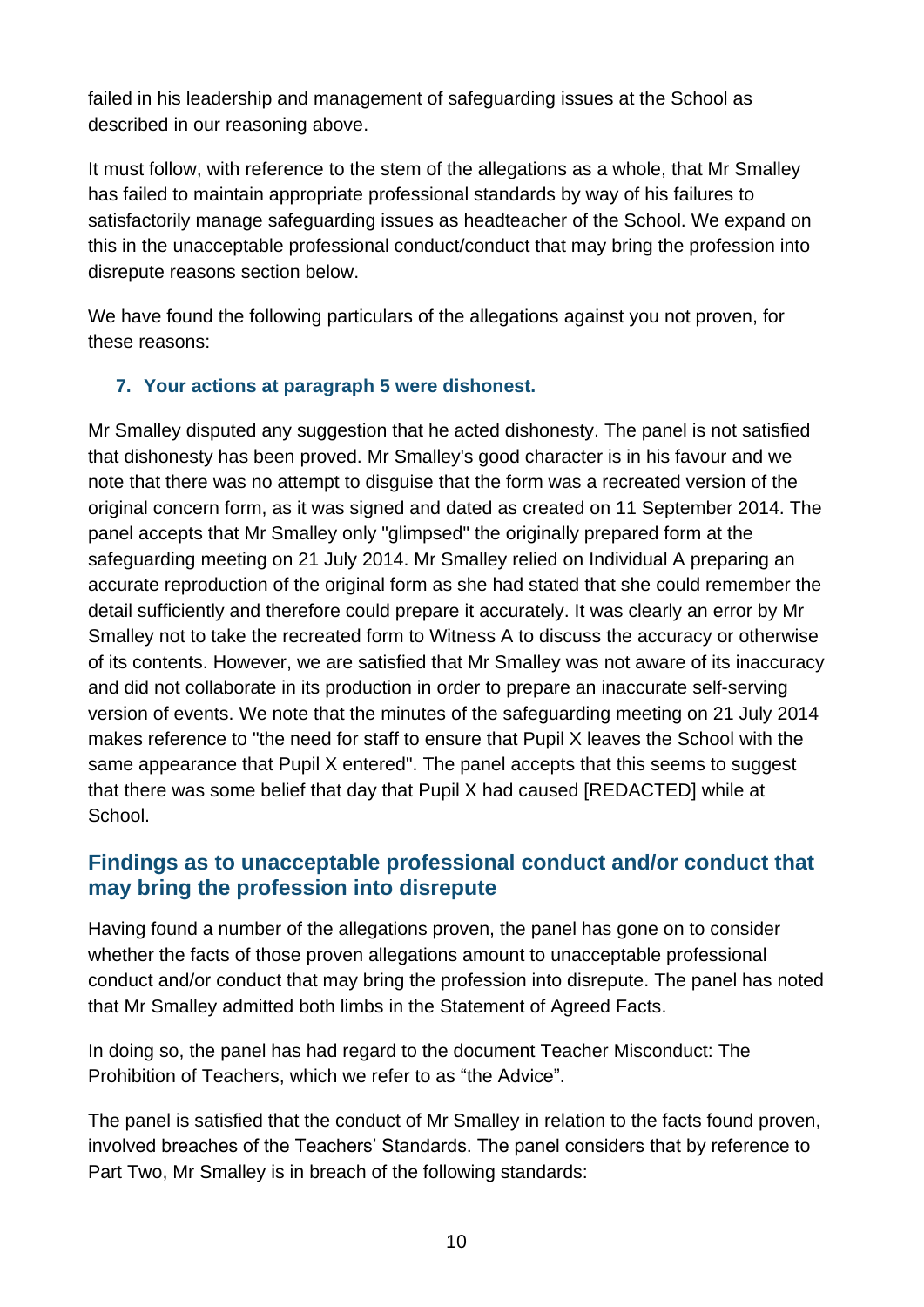failed in his leadership and management of safeguarding issues at the School as described in our reasoning above.

It must follow, with reference to the stem of the allegations as a whole, that Mr Smalley has failed to maintain appropriate professional standards by way of his failures to satisfactorily manage safeguarding issues as headteacher of the School. We expand on this in the unacceptable professional conduct/conduct that may bring the profession into disrepute reasons section below.

We have found the following particulars of the allegations against you not proven, for these reasons:

**7. Your actions at paragraph 5 were dishonest.**

Mr Smalley disputed any suggestion that he acted dishonesty. The panel is not satisfied that dishonesty has been proved. Mr Smalley's good character is in his favour and we note that there was no attempt to disguise that the form was a recreated version of the original concern form, as it was signed and dated as created on 11 September 2014. The panel accepts that Mr Smalley only "glimpsed" the originally prepared form at the safeguarding meeting on 21 July 2014. Mr Smalley relied on Individual A preparing an accurate reproduction of the original form as she had stated that she could remember the detail sufficiently and therefore could prepare it accurately. It was clearly an error by Mr Smalley not to take the recreated form to Witness A to discuss the accuracy or otherwise of its contents. However, we are satisfied that Mr Smalley was not aware of its inaccuracy and did not collaborate in its production in order to prepare an inaccurate self-serving version of events. We note that the minutes of the safeguarding meeting on 21 July 2014 makes reference to "the need for staff to ensure that Pupil X leaves the School with the same appearance that Pupil X entered". The panel accepts that this seems to suggest that there was some belief that day that Pupil X had caused [REDACTED] while at School.

## Findings as to unacceptable professional conduct and/or conduct that may bring the profession into disrepute

Having found a number of the allegations proven, the panel has gone on to consider whether the facts of those proven allegations amount to unacceptable professional conduct and/or conduct that may bring the profession into disrepute. The panel has noted that Mr Smalley admitted both limbs in the Statement of Agreed Facts.

In doing so, the panel has had regard to the document Teacher Misconduct: The Prohibition of Teachers, which we refer to as "the Advice".

The panel is satisfied that the conduct of Mr Smalley in relation to the facts found proven, involved breaches of the Teachers' Standards. The panel considers that by reference to Part Two, Mr Smalley is in breach of the following standards: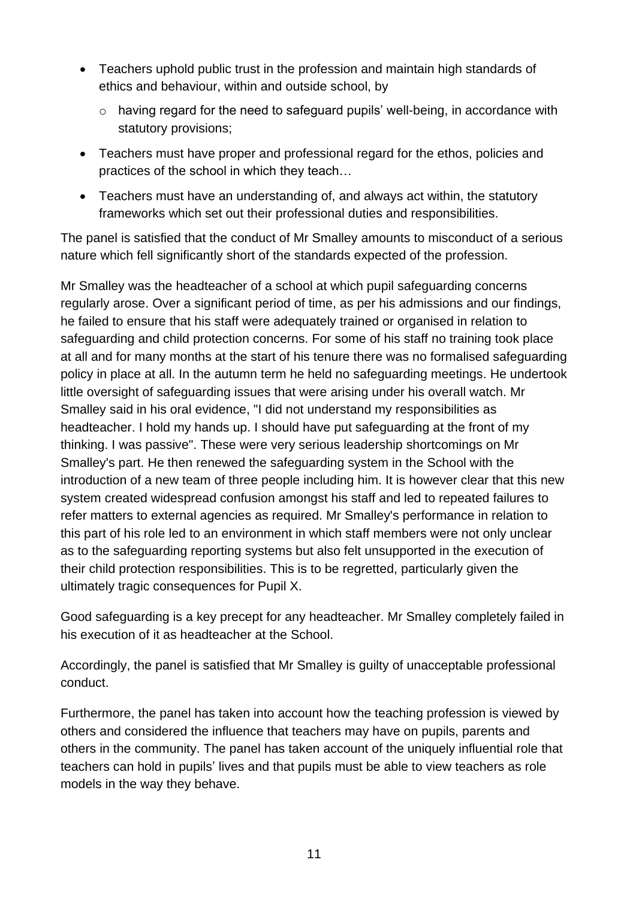- Teachers uphold public trust in the profession and maintain high standards of ethics and behaviour, within and outside school, by
    - having regard for the need to safeguard pupils' well-being, in accordance with statutory provisions;
- Teachers must have proper and professional regard for the ethos, policies and practices of the school in which they teach…
- Teachers must have an understanding of, and always act within, the statutory frameworks which set out their professional duties and responsibilities.

The panel is satisfied that the conduct of Mr Smalley amounts to misconduct of a serious nature which fell significantly short of the standards expected of the profession.

Mr Smalley was the headteacher of a school at which pupil safeguarding concerns regularly arose. Over a significant period of time, as per his admissions and our findings, he failed to ensure that his staff were adequately trained or organised in relation to safeguarding and child protection concerns. For some of his staff no training took place at all and for many months at the start of his tenure there was no formalised safeguarding policy in place at all. In the autumn term he held no safeguarding meetings. He undertook little oversight of safeguarding issues that were arising under his overall watch. Mr Smalley said in his oral evidence, "I did not understand my responsibilities as headteacher. I hold my hands up. I should have put safeguarding at the front of my thinking. I was passive". These were very serious leadership shortcomings on Mr Smalley's part. He then renewed the safeguarding system in the School with the introduction of a new team of three people including him. It is however clear that this new system created widespread confusion amongst his staff and led to repeated failures to refer matters to external agencies as required. Mr Smalley's performance in relation to this part of his role led to an environment in which staff members were not only unclear as to the safeguarding reporting systems but also felt unsupported in the execution of their child protection responsibilities. This is to be regretted, particularly given the ultimately tragic consequences for Pupil X.

Good safeguarding is a key precept for any headteacher. Mr Smalley completely failed in his execution of it as headteacher at the School.

Accordingly, the panel is satisfied that Mr Smalley is guilty of unacceptable professional conduct.

Furthermore, the panel has taken into account how the teaching profession is viewed by others and considered the influence that teachers may have on pupils, parents and others in the community. The panel has taken account of the uniquely influential role that teachers can hold in pupils' lives and that pupils must be able to view teachers as role models in the way they behave.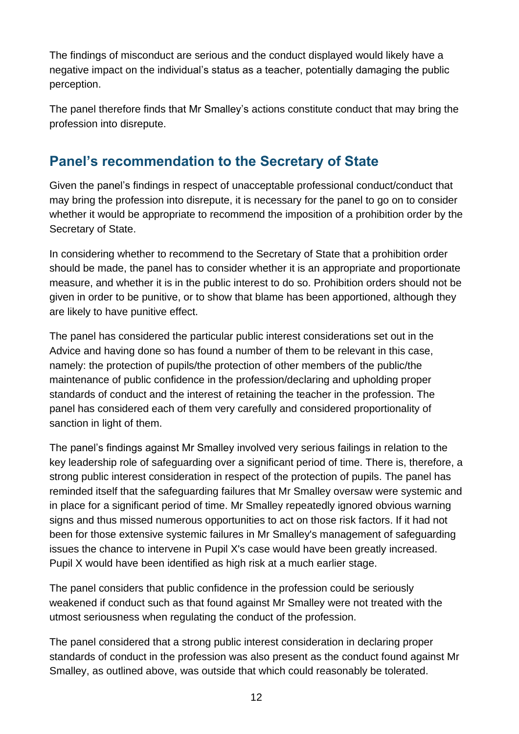The findings of misconduct are serious and the conduct displayed would likely have a negative impact on the individual's status as a teacher, potentially damaging the public perception.

The panel therefore finds that Mr Smalley's actions constitute conduct that may bring the profession into disrepute.

## Panel's recommendation to the Secretary of State

Given the panel's findings in respect of unacceptable professional conduct/conduct that may bring the profession into disrepute, it is necessary for the panel to go on to consider whether it would be appropriate to recommend the imposition of a prohibition order by the Secretary of State.

In considering whether to recommend to the Secretary of State that a prohibition order should be made, the panel has to consider whether it is an appropriate and proportionate measure, and whether it is in the public interest to do so. Prohibition orders should not be given in order to be punitive, or to show that blame has been apportioned, although they are likely to have punitive effect.

The panel has considered the particular public interest considerations set out in the Advice and having done so has found a number of them to be relevant in this case, namely: the protection of pupils/the protection of other members of the public/the maintenance of public confidence in the profession/declaring and upholding proper standards of conduct and the interest of retaining the teacher in the profession. The panel has considered each of them very carefully and considered proportionality of sanction in light of them.

The panel's findings against Mr Smalley involved very serious failings in relation to the key leadership role of safeguarding over a significant period of time. There is, therefore, a strong public interest consideration in respect of the protection of pupils. The panel has reminded itself that the safeguarding failures that Mr Smalley oversaw were systemic and in place for a significant period of time. Mr Smalley repeatedly ignored obvious warning signs and thus missed numerous opportunities to act on those risk factors. If it had not been for those extensive systemic failures in Mr Smalley's management of safeguarding issues the chance to intervene in Pupil X's case would have been greatly increased. Pupil X would have been identified as high risk at a much earlier stage.

The panel considers that public confidence in the profession could be seriously weakened if conduct such as that found against Mr Smalley were not treated with the utmost seriousness when regulating the conduct of the profession.

The panel considered that a strong public interest consideration in declaring proper standards of conduct in the profession was also present as the conduct found against Mr Smalley, as outlined above, was outside that which could reasonably be tolerated.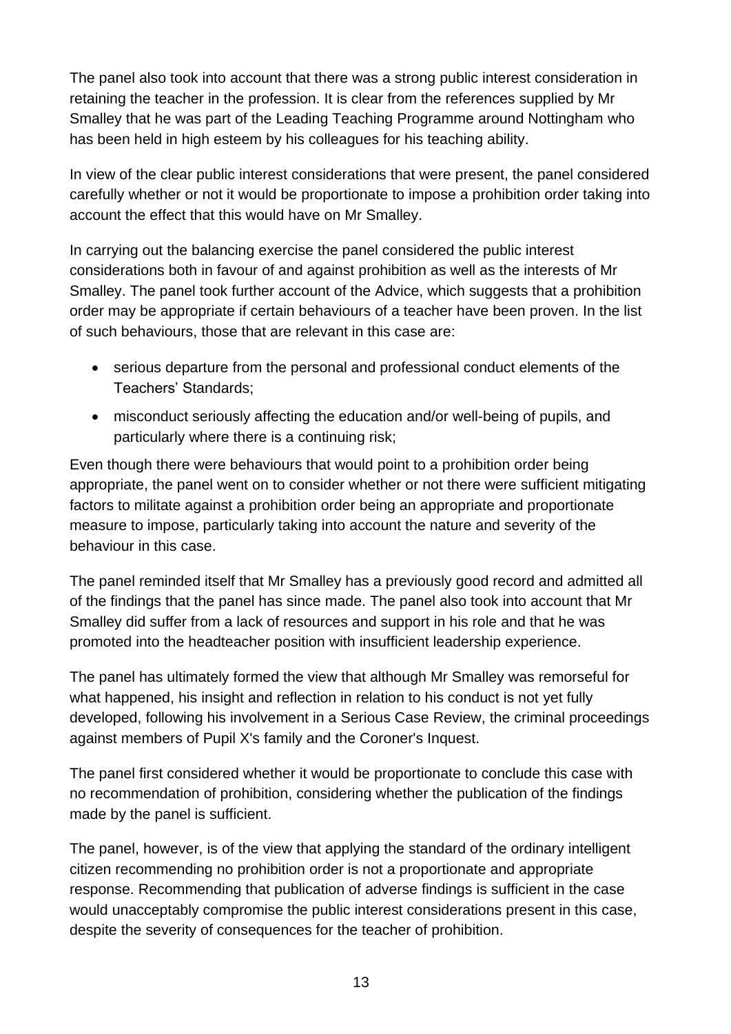The panel also took into account that there was a strong public interest consideration in retaining the teacher in the profession. It is clear from the references supplied by Mr Smalley that he was part of the Leading Teaching Programme around Nottingham who has been held in high esteem by his colleagues for his teaching ability.

In view of the clear public interest considerations that were present, the panel considered carefully whether or not it would be proportionate to impose a prohibition order taking into account the effect that this would have on Mr Smalley.

In carrying out the balancing exercise the panel considered the public interest considerations both in favour of and against prohibition as well as the interests of Mr Smalley. The panel took further account of the Advice, which suggests that a prohibition order may be appropriate if certain behaviours of a teacher have been proven. In the list of such behaviours, those that are relevant in this case are:

- serious departure from the personal and professional conduct elements of the Teachers' Standards;
- misconduct seriously affecting the education and/or well-being of pupils, and particularly where there is a continuing risk;

Even though there were behaviours that would point to a prohibition order being appropriate, the panel went on to consider whether or not there were sufficient mitigating factors to militate against a prohibition order being an appropriate and proportionate measure to impose, particularly taking into account the nature and severity of the behaviour in this case.

The panel reminded itself that Mr Smalley has a previously good record and admitted all of the findings that the panel has since made. The panel also took into account that Mr Smalley did suffer from a lack of resources and support in his role and that he was promoted into the headteacher position with insufficient leadership experience.

The panel has ultimately formed the view that although Mr Smalley was remorseful for what happened, his insight and reflection in relation to his conduct is not yet fully developed, following his involvement in a Serious Case Review, the criminal proceedings against members of Pupil X's family and the Coroner's Inquest.

The panel first considered whether it would be proportionate to conclude this case with no recommendation of prohibition, considering whether the publication of the findings made by the panel is sufficient.

The panel, however, is of the view that applying the standard of the ordinary intelligent citizen recommending no prohibition order is not a proportionate and appropriate response. Recommending that publication of adverse findings is sufficient in the case would unacceptably compromise the public interest considerations present in this case, despite the severity of consequences for the teacher of prohibition.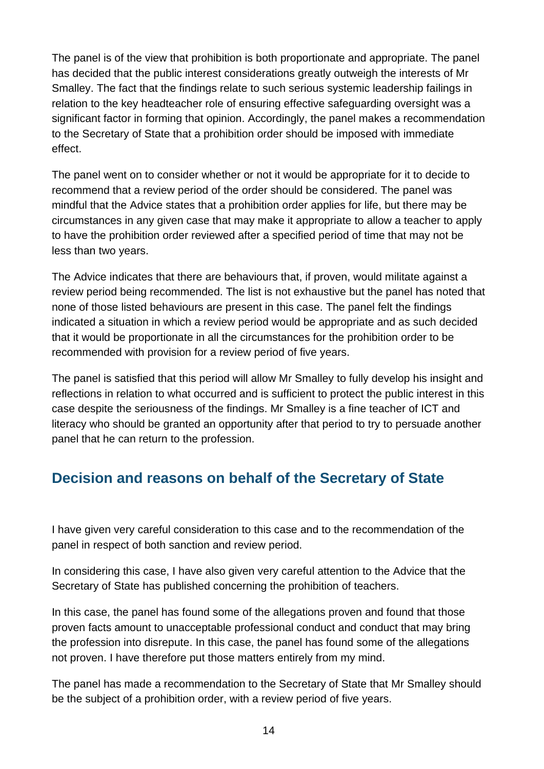The panel is of the view that prohibition is both proportionate and appropriate. The panel has decided that the public interest considerations greatly outweigh the interests of Mr Smalley. The fact that the findings relate to such serious systemic leadership failings in relation to the key headteacher role of ensuring effective safeguarding oversight was a significant factor in forming that opinion. Accordingly, the panel makes a recommendation to the Secretary of State that a prohibition order should be imposed with immediate effect.

The panel went on to consider whether or not it would be appropriate for it to decide to recommend that a review period of the order should be considered. The panel was mindful that the Advice states that a prohibition order applies for life, but there may be circumstances in any given case that may make it appropriate to allow a teacher to apply to have the prohibition order reviewed after a specified period of time that may not be less than two years.

The Advice indicates that there are behaviours that, if proven, would militate against a review period being recommended. The list is not exhaustive but the panel has noted that none of those listed behaviours are present in this case. The panel felt the findings indicated a situation in which a review period would be appropriate and as such decided that it would be proportionate in all the circumstances for the prohibition order to be recommended with provision for a review period of five years.

The panel is satisfied that this period will allow Mr Smalley to fully develop his insight and reflections in relation to what occurred and is sufficient to protect the public interest in this case despite the seriousness of the findings. Mr Smalley is a fine teacher of ICT and literacy who should be granted an opportunity after that period to try to persuade another panel that he can return to the profession.

## Decision and reasons on behalf of the Secretary of State

I have given very careful consideration to this case and to the recommendation of the panel in respect of both sanction and review period.

In considering this case, I have also given very careful attention to the Advice that the Secretary of State has published concerning the prohibition of teachers.

In this case, the panel has found some of the allegations proven and found that those proven facts amount to unacceptable professional conduct and conduct that may bring the profession into disrepute. In this case, the panel has found some of the allegations not proven. I have therefore put those matters entirely from my mind.

The panel has made a recommendation to the Secretary of State that Mr Smalley should be the subject of a prohibition order, with a review period of five years.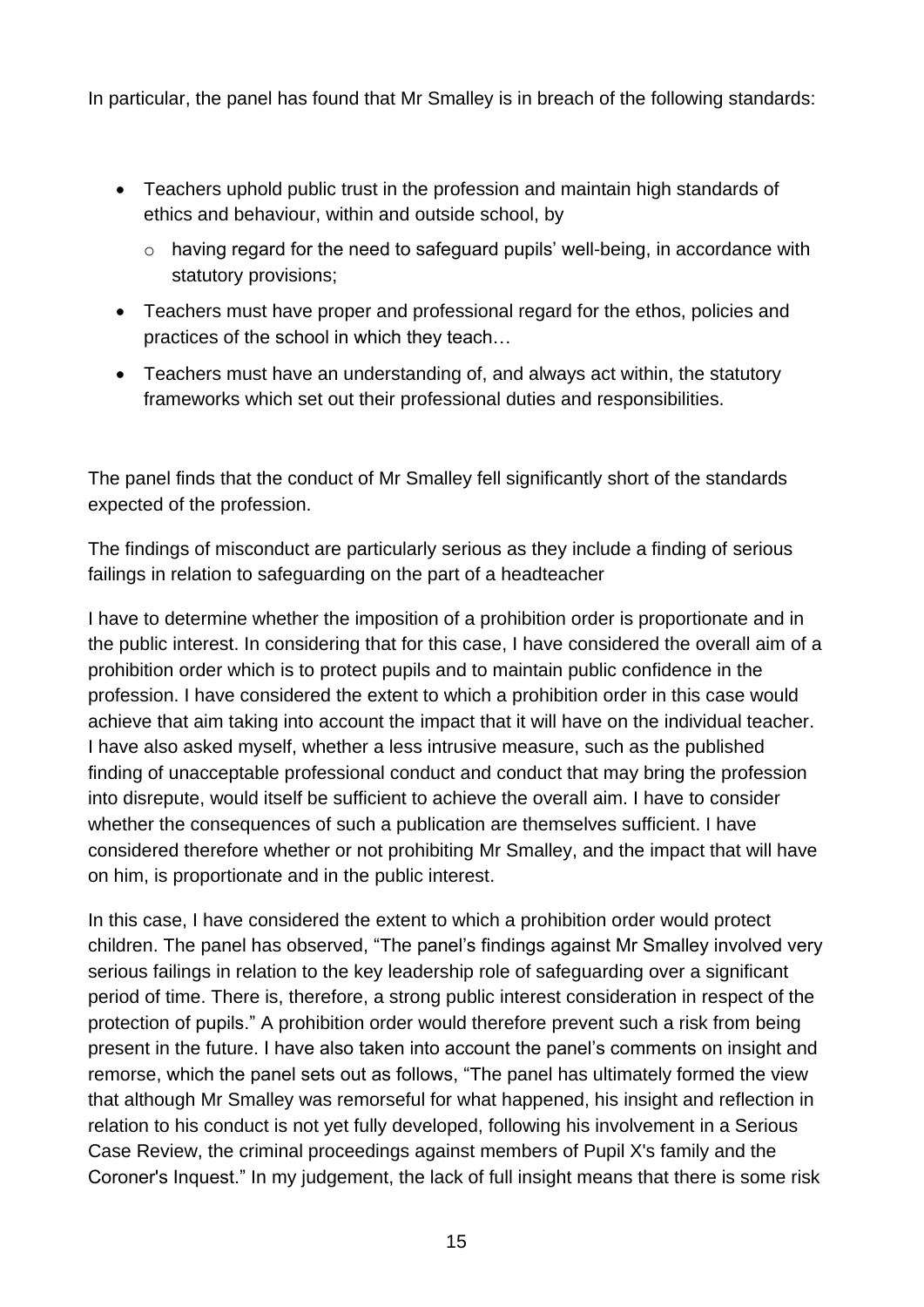In particular, the panel has found that Mr Smalley is in breach of the following standards:

- Teachers uphold public trust in the profession and maintain high standards of ethics and behaviour, within and outside school, by
  - having regard for the need to safeguard pupils' well-being, in accordance with statutory provisions;
- Teachers must have proper and professional regard for the ethos, policies and practices of the school in which they teach…
- Teachers must have an understanding of, and always act within, the statutory frameworks which set out their professional duties and responsibilities.

The panel finds that the conduct of Mr Smalley fell significantly short of the standards expected of the profession.

The findings of misconduct are particularly serious as they include a finding of serious failings in relation to safeguarding on the part of a headteacher

I have to determine whether the imposition of a prohibition order is proportionate and in the public interest. In considering that for this case, I have considered the overall aim of a prohibition order which is to protect pupils and to maintain public confidence in the profession. I have considered the extent to which a prohibition order in this case would achieve that aim taking into account the impact that it will have on the individual teacher. I have also asked myself, whether a less intrusive measure, such as the published finding of unacceptable professional conduct and conduct that may bring the profession into disrepute, would itself be sufficient to achieve the overall aim. I have to consider whether the consequences of such a publication are themselves sufficient. I have considered therefore whether or not prohibiting Mr Smalley, and the impact that will have on him, is proportionate and in the public interest.

In this case, I have considered the extent to which a prohibition order would protect children. The panel has observed, "The panel's findings against Mr Smalley involved very serious failings in relation to the key leadership role of safeguarding over a significant period of time. There is, therefore, a strong public interest consideration in respect of the protection of pupils." A prohibition order would therefore prevent such a risk from being present in the future. I have also taken into account the panel's comments on insight and remorse, which the panel sets out as follows, "The panel has ultimately formed the view that although Mr Smalley was remorseful for what happened, his insight and reflection in relation to his conduct is not yet fully developed, following his involvement in a Serious Case Review, the criminal proceedings against members of Pupil X's family and the Coroner's Inquest." In my judgement, the lack of full insight means that there is some risk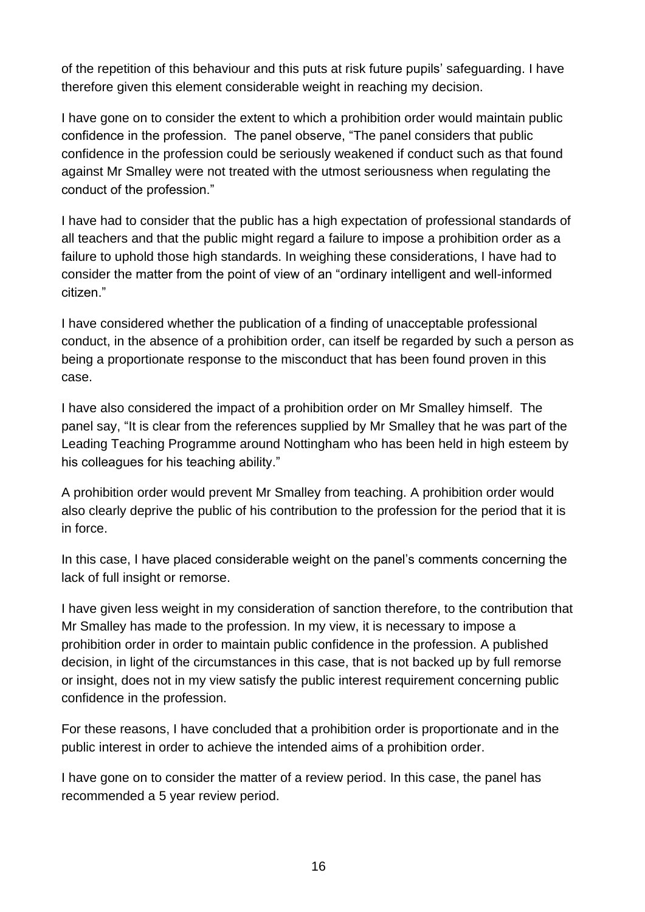of the repetition of this behaviour and this puts at risk future pupils' safeguarding. I have therefore given this element considerable weight in reaching my decision.

I have gone on to consider the extent to which a prohibition order would maintain public confidence in the profession. The panel observe, "The panel considers that public confidence in the profession could be seriously weakened if conduct such as that found against Mr Smalley were not treated with the utmost seriousness when regulating the conduct of the profession."

I have had to consider that the public has a high expectation of professional standards of all teachers and that the public might regard a failure to impose a prohibition order as a failure to uphold those high standards. In weighing these considerations, I have had to consider the matter from the point of view of an "ordinary intelligent and well-informed citizen."

I have considered whether the publication of a finding of unacceptable professional conduct, in the absence of a prohibition order, can itself be regarded by such a person as being a proportionate response to the misconduct that has been found proven in this case.

I have also considered the impact of a prohibition order on Mr Smalley himself. The panel say, "It is clear from the references supplied by Mr Smalley that he was part of the Leading Teaching Programme around Nottingham who has been held in high esteem by his colleagues for his teaching ability."

A prohibition order would prevent Mr Smalley from teaching. A prohibition order would also clearly deprive the public of his contribution to the profession for the period that it is in force.

In this case, I have placed considerable weight on the panel's comments concerning the lack of full insight or remorse.

I have given less weight in my consideration of sanction therefore, to the contribution that Mr Smalley has made to the profession. In my view, it is necessary to impose a prohibition order in order to maintain public confidence in the profession. A published decision, in light of the circumstances in this case, that is not backed up by full remorse or insight, does not in my view satisfy the public interest requirement concerning public confidence in the profession.

For these reasons, I have concluded that a prohibition order is proportionate and in the public interest in order to achieve the intended aims of a prohibition order.

I have gone on to consider the matter of a review period. In this case, the panel has recommended a 5 year review period.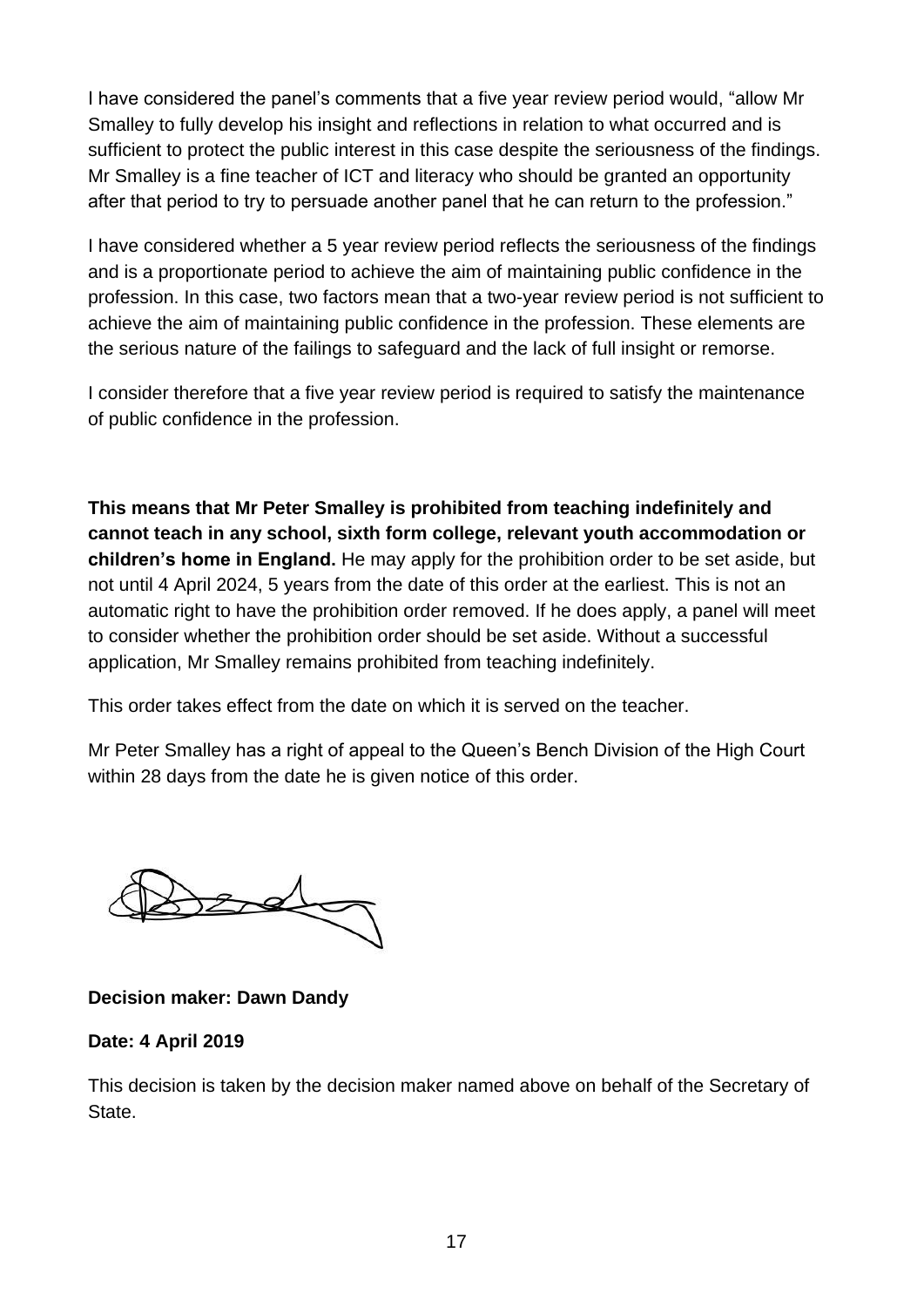I have considered the panel's comments that a five year review period would, "allow Mr Smalley to fully develop his insight and reflections in relation to what occurred and is sufficient to protect the public interest in this case despite the seriousness of the findings. Mr Smalley is a fine teacher of ICT and literacy who should be granted an opportunity after that period to try to persuade another panel that he can return to the profession."

I have considered whether a 5 year review period reflects the seriousness of the findings and is a proportionate period to achieve the aim of maintaining public confidence in the profession. In this case, two factors mean that a two-year review period is not sufficient to achieve the aim of maintaining public confidence in the profession. These elements are the serious nature of the failings to safeguard and the lack of full insight or remorse.

I consider therefore that a five year review period is required to satisfy the maintenance of public confidence in the profession.

**This means that Mr Peter Smalley is prohibited from teaching indefinitely and cannot teach in any school, sixth form college, relevant youth accommodation or children's home in England.** He may apply for the prohibition order to be set aside, but not until 4 April 2024, 5 years from the date of this order at the earliest. This is not an automatic right to have the prohibition order removed. If he does apply, a panel will meet to consider whether the prohibition order should be set aside. Without a successful application, Mr Smalley remains prohibited from teaching indefinitely.

This order takes effect from the date on which it is served on the teacher.

Mr Peter Smalley has a right of appeal to the Queen's Bench Division of the High Court within 28 days from the date he is given notice of this order.

**Decision maker: Dawn Dandy**

**Date: 4 April 2019**

This decision is taken by the decision maker named above on behalf of the Secretary of State.